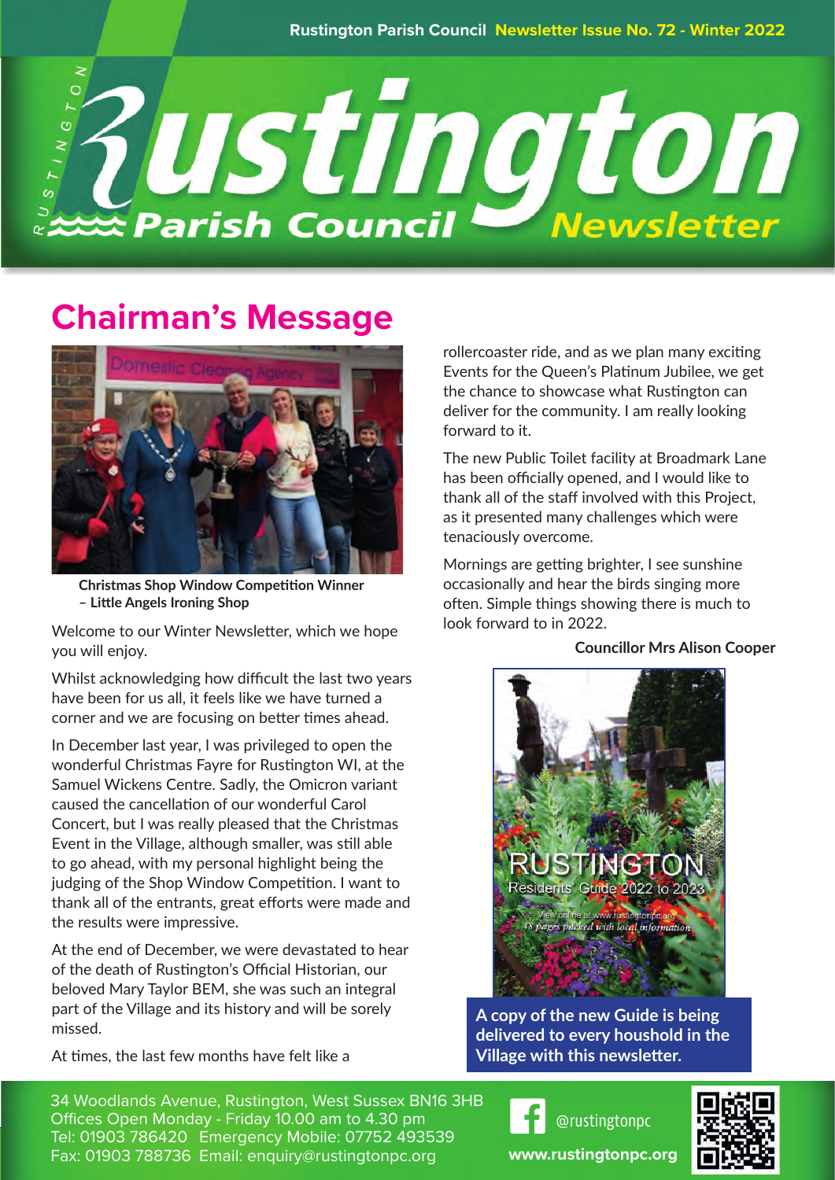Rustington Parish Council Newsletter Issue No. 72 - Winter 2022

# Rustington Parish Council Newsletter

## Chairman's Message

**Christmas Shop Window Competition Winner – Little Angels Ironing Shop**

Welcome to our Winter Newsletter, which we hope you will enjoy.

Whilst acknowledging how difficult the last two years have been for us all, it feels like we have turned a corner and we are focusing on better times ahead.

In December last year, I was privileged to open the wonderful Christmas Fayre for Rustington WI, at the Samuel Wickens Centre. Sadly, the Omicron variant caused the cancellation of our wonderful Carol Concert, but I was really pleased that the Christmas Event in the Village, although smaller, was still able to go ahead, with my personal highlight being the judging of the Shop Window Competition. I want to thank all of the entrants, great efforts were made and the results were impressive.

At the end of December, we were devastated to hear of the death of Rustington's Official Historian, our beloved Mary Taylor BEM, she was such an integral part of the Village and its history and will be sorely missed.

At times, the last few months have felt like a rollercoaster ride, and as we plan many exciting Events for the Queen's Platinum Jubilee, we get the chance to showcase what Rustington can deliver for the community. I am really looking forward to it.

The new Public Toilet facility at Broadmark Lane has been officially opened, and I would like to thank all of the staff involved with this Project, as it presented many challenges which were tenaciously overcome.

Mornings are getting brighter, I see sunshine occasionally and hear the birds singing more often. Simple things showing there is much to look forward to in 2022.

**Councillor Mrs Alison Cooper**

RUSTINGTON Residents' Guide 2022 to 2023

View online at www.rustingtonpc.org

*48 pages packed with local information*

**A copy of the new Guide is being delivered to every houshold in the Village with this newsletter.**

34 Woodlands Avenue, Rustington, West Sussex BN16 3HB
Offices Open Monday - Friday 10.00 am to 4.30 pm
Tel: 01903 786420 Emergency Mobile: 07752 493539
Fax: 01903 788736 Email: enquiry@rustingtonpc.org

@rustingtonpc

**www.rustingtonpc.org**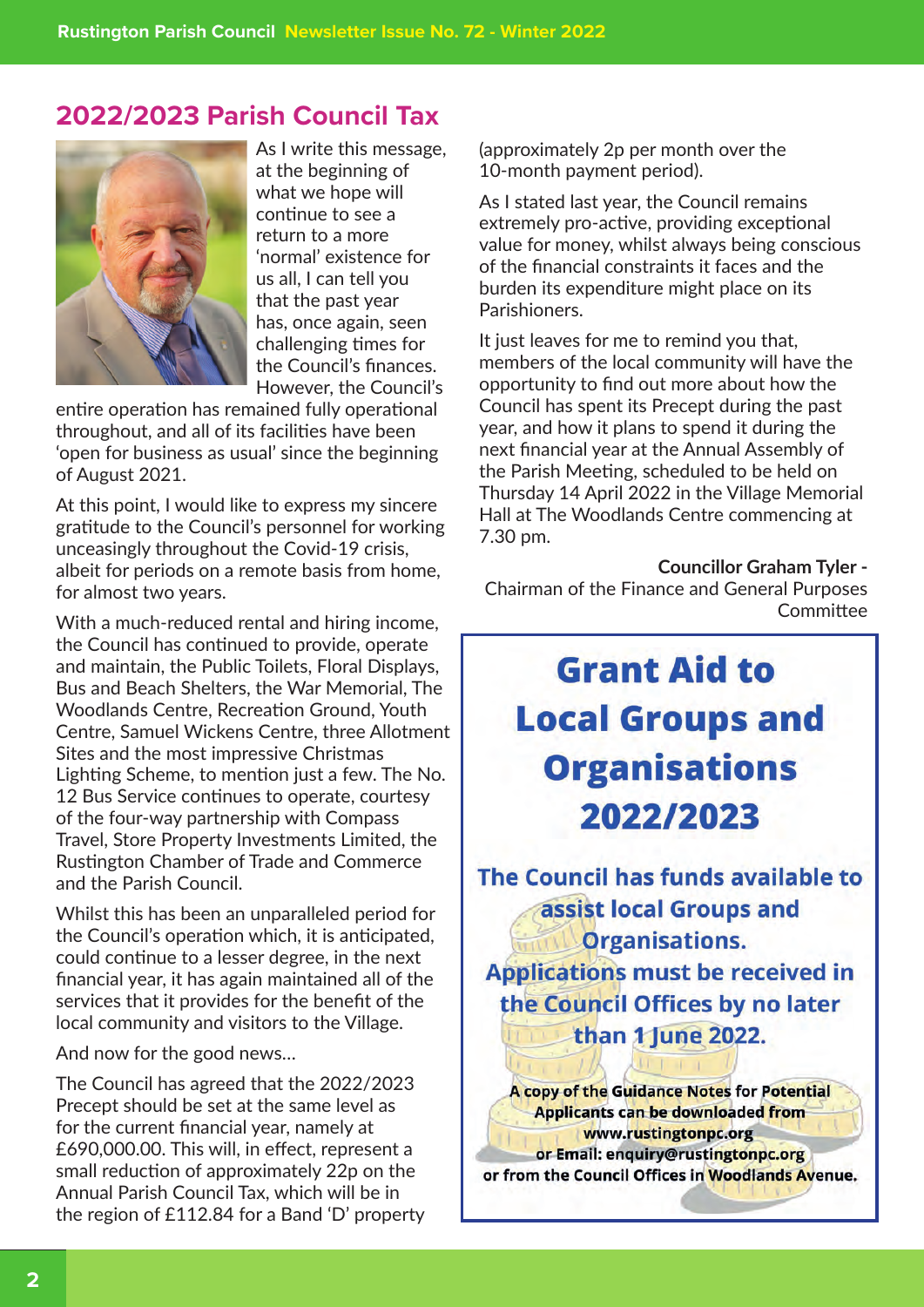## 2022/2023 Parish Council Tax

As I write this message, at the beginning of what we hope will continue to see a return to a more 'normal' existence for us all, I can tell you that the past year has, once again, seen challenging times for the Council's finances. However, the Council's entire operation has remained fully operational throughout, and all of its facilities have been 'open for business as usual' since the beginning of August 2021.

At this point, I would like to express my sincere gratitude to the Council's personnel for working unceasingly throughout the Covid-19 crisis, albeit for periods on a remote basis from home, for almost two years.

With a much-reduced rental and hiring income, the Council has continued to provide, operate and maintain, the Public Toilets, Floral Displays, Bus and Beach Shelters, the War Memorial, The Woodlands Centre, Recreation Ground, Youth Centre, Samuel Wickens Centre, three Allotment Sites and the most impressive Christmas Lighting Scheme, to mention just a few. The No. 12 Bus Service continues to operate, courtesy of the four-way partnership with Compass Travel, Store Property Investments Limited, the Rustington Chamber of Trade and Commerce and the Parish Council.

Whilst this has been an unparalleled period for the Council's operation which, it is anticipated, could continue to a lesser degree, in the next financial year, it has again maintained all of the services that it provides for the benefit of the local community and visitors to the Village.

And now for the good news...

The Council has agreed that the 2022/2023 Precept should be set at the same level as for the current financial year, namely at £690,000.00. This will, in effect, represent a small reduction of approximately 22p on the Annual Parish Council Tax, which will be in the region of £112.84 for a Band 'D' property (approximately 2p per month over the 10-month payment period).

As I stated last year, the Council remains extremely pro-active, providing exceptional value for money, whilst always being conscious of the financial constraints it faces and the burden its expenditure might place on its Parishioners.

It just leaves for me to remind you that, members of the local community will have the opportunity to find out more about how the Council has spent its Precept during the past year, and how it plans to spend it during the next financial year at the Annual Assembly of the Parish Meeting, scheduled to be held on Thursday 14 April 2022 in the Village Memorial Hall at The Woodlands Centre commencing at 7.30 pm.

**Councillor Graham Tyler -**
Chairman of the Finance and General Purposes Committee

## Grant Aid to Local Groups and Organisations 2022/2023

**The Council has funds available to assist local Groups and Organisations.**
**Applications must be received in the Council Offices by no later than 1 June 2022.**

**A copy of the Guidance Notes for Potential Applicants can be downloaded from www.rustingtonpc.org**
**or Email: enquiry@rustingtonpc.org**
**or from the Council Offices in Woodlands Avenue.**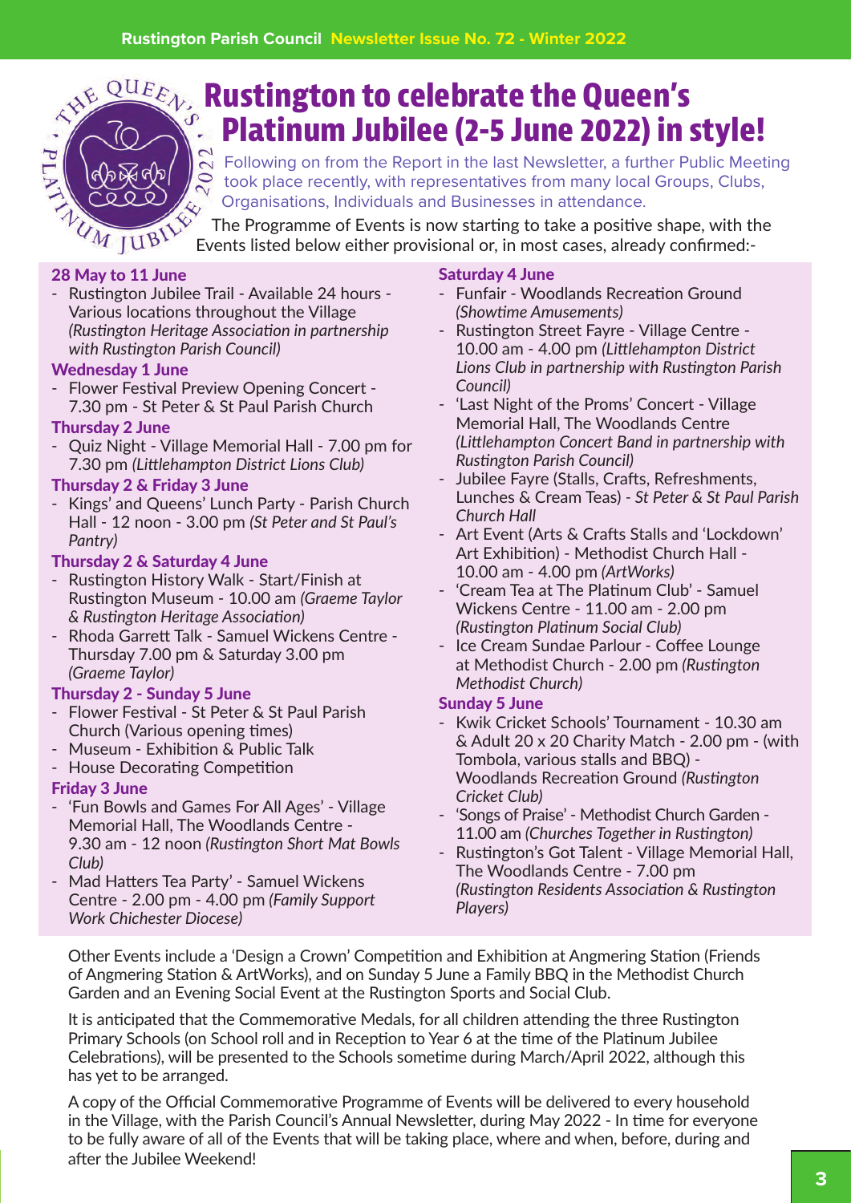# Rustington to celebrate the Queen's Platinum Jubilee (2-5 June 2022) in style!

Following on from the Report in the last Newsletter, a further Public Meeting took place recently, with representatives from many local Groups, Clubs, Organisations, Individuals and Businesses in attendance.

The Programme of Events is now starting to take a positive shape, with the Events listed below either provisional or, in most cases, already confirmed:-

**28 May to 11 June**

- Rustington Jubilee Trail - Available 24 hours - Various locations throughout the Village *(Rustington Heritage Association in partnership with Rustington Parish Council)*

**Wednesday 1 June**

- Flower Festival Preview Opening Concert - 7.30 pm - St Peter & St Paul Parish Church

**Thursday 2 June**

- Quiz Night - Village Memorial Hall - 7.00 pm for 7.30 pm *(Littlehampton District Lions Club)*

**Thursday 2 & Friday 3 June**

- Kings' and Queens' Lunch Party - Parish Church Hall - 12 noon - 3.00 pm *(St Peter and St Paul's Pantry)*

**Thursday 2 & Saturday 4 June**

- Rustington History Walk - Start/Finish at Rustington Museum - 10.00 am *(Graeme Taylor & Rustington Heritage Association)*
- Rhoda Garrett Talk - Samuel Wickens Centre - Thursday 7.00 pm & Saturday 3.00 pm *(Graeme Taylor)*

**Thursday 2 - Sunday 5 June**

- Flower Festival - St Peter & St Paul Parish Church (Various opening times)
- Museum - Exhibition & Public Talk
- House Decorating Competition

**Friday 3 June**

- 'Fun Bowls and Games For All Ages' - Village Memorial Hall, The Woodlands Centre - 9.30 am - 12 noon *(Rustington Short Mat Bowls Club)*
- Mad Hatters Tea Party' - Samuel Wickens Centre - 2.00 pm - 4.00 pm *(Family Support Work Chichester Diocese)*

**Saturday 4 June**

- Funfair - Woodlands Recreation Ground *(Showtime Amusements)*
- Rustington Street Fayre - Village Centre - 10.00 am - 4.00 pm *(Littlehampton District Lions Club in partnership with Rustington Parish Council)*
- 'Last Night of the Proms' Concert - Village Memorial Hall, The Woodlands Centre *(Littlehampton Concert Band in partnership with Rustington Parish Council)*
- Jubilee Fayre (Stalls, Crafts, Refreshments, Lunches & Cream Teas) - *St Peter & St Paul Parish Church Hall*
- Art Event (Arts & Crafts Stalls and 'Lockdown' Art Exhibition) - Methodist Church Hall - 10.00 am - 4.00 pm *(ArtWorks)*
- 'Cream Tea at The Platinum Club' - Samuel Wickens Centre - 11.00 am - 2.00 pm *(Rustington Platinum Social Club)*
- Ice Cream Sundae Parlour - Coffee Lounge at Methodist Church - 2.00 pm *(Rustington Methodist Church)*

**Sunday 5 June**

- Kwik Cricket Schools' Tournament - 10.30 am & Adult 20 x 20 Charity Match - 2.00 pm - (with Tombola, various stalls and BBQ) - Woodlands Recreation Ground *(Rustington Cricket Club)*
- 'Songs of Praise' - Methodist Church Garden - 11.00 am *(Churches Together in Rustington)*
- Rustington's Got Talent - Village Memorial Hall, The Woodlands Centre - 7.00 pm *(Rustington Residents Association & Rustington Players)*

Other Events include a 'Design a Crown' Competition and Exhibition at Angmering Station (Friends of Angmering Station & ArtWorks), and on Sunday 5 June a Family BBQ in the Methodist Church Garden and an Evening Social Event at the Rustington Sports and Social Club.

It is anticipated that the Commemorative Medals, for all children attending the three Rustington Primary Schools (on School roll and in Reception to Year 6 at the time of the Platinum Jubilee Celebrations), will be presented to the Schools sometime during March/April 2022, although this has yet to be arranged.

A copy of the Official Commemorative Programme of Events will be delivered to every household in the Village, with the Parish Council's Annual Newsletter, during May 2022 - In time for everyone to be fully aware of all of the Events that will be taking place, where and when, before, during and after the Jubilee Weekend!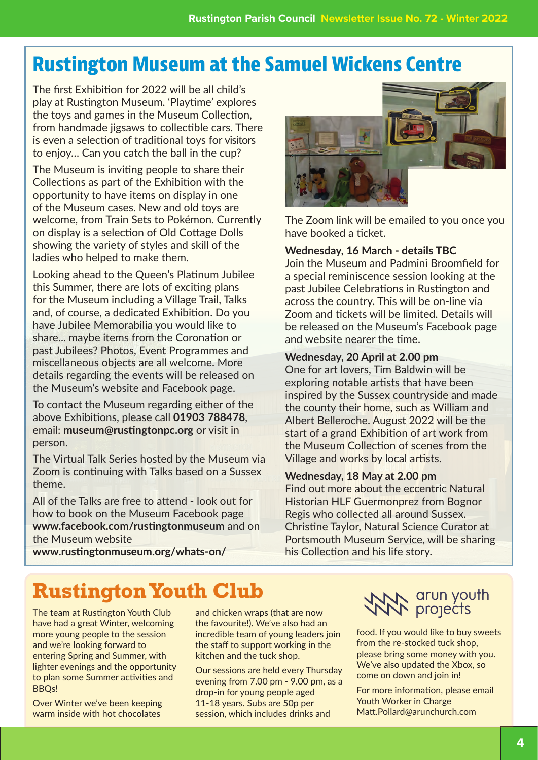# Rustington Museum at the Samuel Wickens Centre

The first Exhibition for 2022 will be all child's play at Rustington Museum. 'Playtime' explores the toys and games in the Museum Collection, from handmade jigsaws to collectible cars. There is even a selection of traditional toys for visitors to enjoy… Can you catch the ball in the cup?

The Museum is inviting people to share their Collections as part of the Exhibition with the opportunity to have items on display in one of the Museum cases. New and old toys are welcome, from Train Sets to Pokémon. Currently on display is a selection of Old Cottage Dolls showing the variety of styles and skill of the ladies who helped to make them.

Looking ahead to the Queen's Platinum Jubilee this Summer, there are lots of exciting plans for the Museum including a Village Trail, Talks and, of course, a dedicated Exhibition. Do you have Jubilee Memorabilia you would like to share… maybe items from the Coronation or past Jubilees? Photos, Event Programmes and miscellaneous objects are all welcome. More details regarding the events will be released on the Museum's website and Facebook page.

To contact the Museum regarding either of the above Exhibitions, please call **01903 788478**, email: **museum@rustingtonpc.org** or visit in person.

The Virtual Talk Series hosted by the Museum via Zoom is continuing with Talks based on a Sussex theme.

All of the Talks are free to attend - look out for how to book on the Museum Facebook page **www.facebook.com/rustingtonmuseum** and on the Museum website **www.rustingtonmuseum.org/whats-on/**

The Zoom link will be emailed to you once you have booked a ticket.

**Wednesday, 16 March - details TBC**
Join the Museum and Padmini Broomfield for a special reminiscence session looking at the past Jubilee Celebrations in Rustington and across the country. This will be on-line via Zoom and tickets will be limited. Details will be released on the Museum's Facebook page and website nearer the time.

**Wednesday, 20 April at 2.00 pm**
One for art lovers, Tim Baldwin will be exploring notable artists that have been inspired by the Sussex countryside and made the county their home, such as William and Albert Belleroche. August 2022 will be the start of a grand Exhibition of art work from the Museum Collection of scenes from the Village and works by local artists.

**Wednesday, 18 May at 2.00 pm**
Find out more about the eccentric Natural Historian HLF Guermonprez from Bognor Regis who collected all around Sussex. Christine Taylor, Natural Science Curator at Portsmouth Museum Service, will be sharing his Collection and his life story.

# Rustington Youth Club

arun youth projects

The team at Rustington Youth Club have had a great Winter, welcoming more young people to the session and we're looking forward to entering Spring and Summer, with lighter evenings and the opportunity to plan some Summer activities and BBQs!

Over Winter we've been keeping warm inside with hot chocolates and chicken wraps (that are now the favourite!). We've also had an incredible team of young leaders join the staff to support working in the kitchen and the tuck shop.

Our sessions are held every Thursday evening from 7.00 pm - 9.00 pm, as a drop-in for young people aged 11-18 years. Subs are 50p per session, which includes drinks and food. If you would like to buy sweets from the re-stocked tuck shop, please bring some money with you. We've also updated the Xbox, so come on down and join in!

For more information, please email Youth Worker in Charge Matt.Pollard@arunchurch.com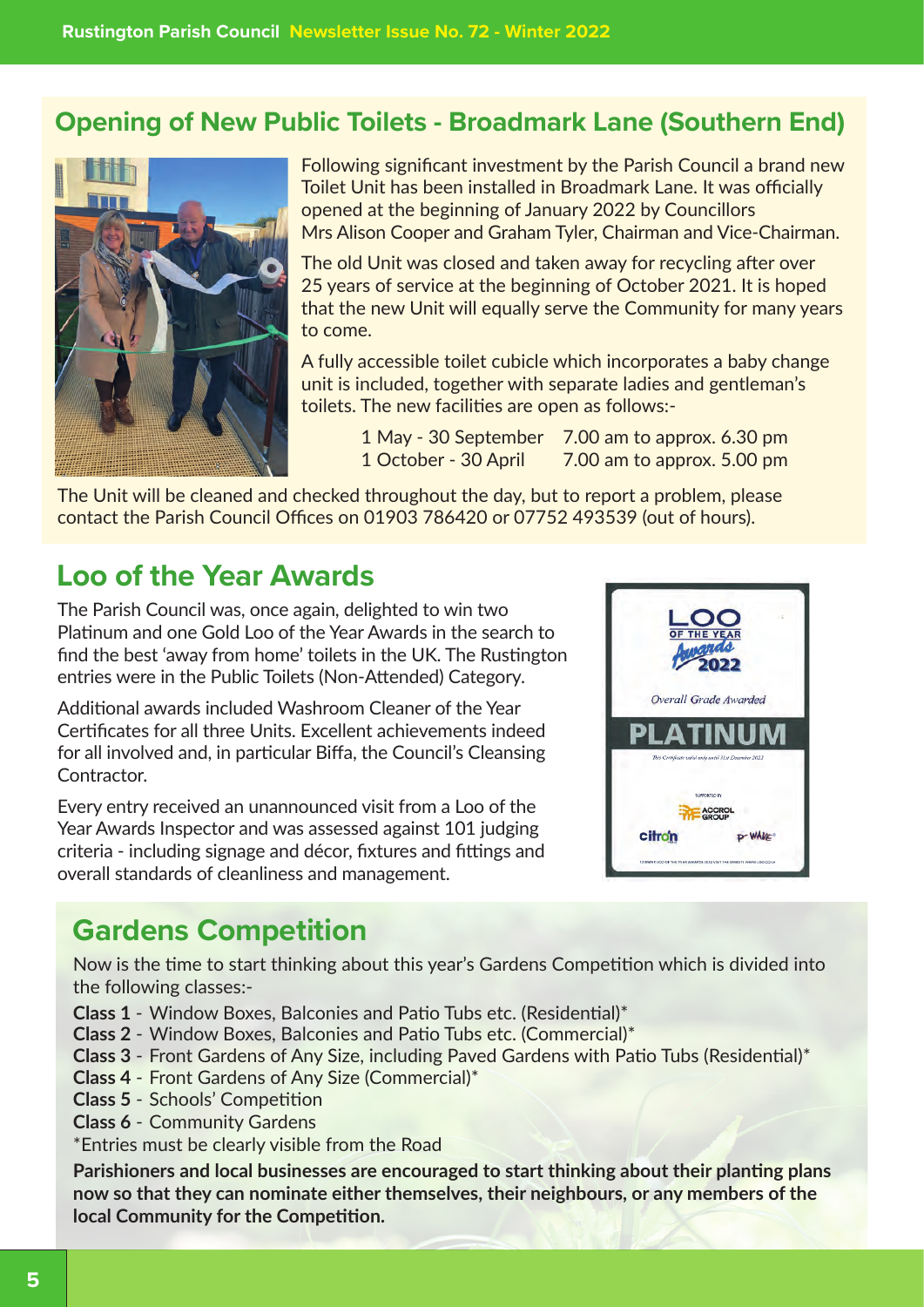## Opening of New Public Toilets - Broadmark Lane (Southern End)

Following significant investment by the Parish Council a brand new Toilet Unit has been installed in Broadmark Lane. It was officially opened at the beginning of January 2022 by Councillors Mrs Alison Cooper and Graham Tyler, Chairman and Vice-Chairman.

The old Unit was closed and taken away for recycling after over 25 years of service at the beginning of October 2021. It is hoped that the new Unit will equally serve the Community for many years to come.

A fully accessible toilet cubicle which incorporates a baby change unit is included, together with separate ladies and gentleman's toilets. The new facilities are open as follows:-

| | |
|---|---|
| 1 May - 30 September | 7.00 am to approx. 6.30 pm |
| 1 October - 30 April | 7.00 am to approx. 5.00 pm |

The Unit will be cleaned and checked throughout the day, but to report a problem, please contact the Parish Council Offices on 01903 786420 or 07752 493539 (out of hours).

## Loo of the Year Awards

The Parish Council was, once again, delighted to win two Platinum and one Gold Loo of the Year Awards in the search to find the best 'away from home' toilets in the UK. The Rustington entries were in the Public Toilets (Non-Attended) Category.

Additional awards included Washroom Cleaner of the Year Certificates for all three Units. Excellent achievements indeed for all involved and, in particular Biffa, the Council's Cleansing Contractor.

Every entry received an unannounced visit from a Loo of the Year Awards Inspector and was assessed against 101 judging criteria - including signage and décor, fixtures and fittings and overall standards of cleanliness and management.

## Gardens Competition

Now is the time to start thinking about this year's Gardens Competition which is divided into the following classes:-

**Class 1** - Window Boxes, Balconies and Patio Tubs etc. (Residential)*
**Class 2** - Window Boxes, Balconies and Patio Tubs etc. (Commercial)*
**Class 3** - Front Gardens of Any Size, including Paved Gardens with Patio Tubs (Residential)*
**Class 4** - Front Gardens of Any Size (Commercial)*
**Class 5** - Schools' Competition
**Class 6** - Community Gardens

*Entries must be clearly visible from the Road

**Parishioners and local businesses are encouraged to start thinking about their planting plans now so that they can nominate either themselves, their neighbours, or any members of the local Community for the Competition.**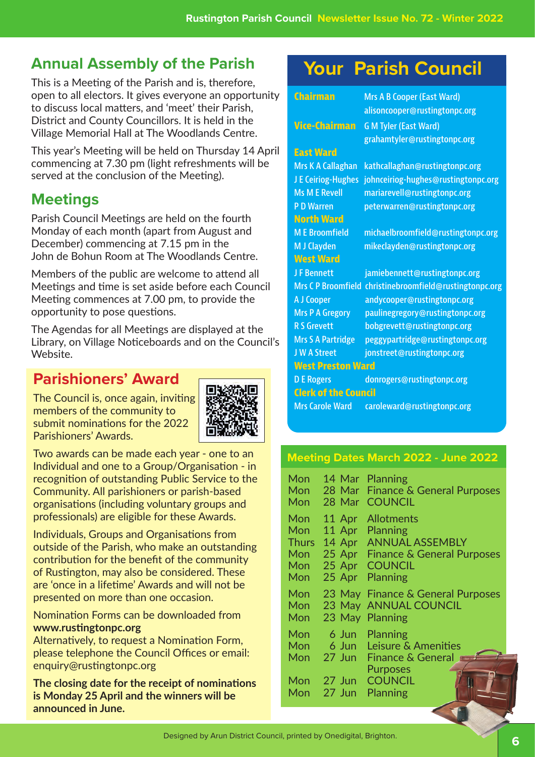## Annual Assembly of the Parish

This is a Meeting of the Parish and is, therefore, open to all electors. It gives everyone an opportunity to discuss local matters, and 'meet' their Parish, District and County Councillors. It is held in the Village Memorial Hall at The Woodlands Centre.

This year's Meeting will be held on Thursday 14 April commencing at 7.30 pm (light refreshments will be served at the conclusion of the Meeting).

## Meetings

Parish Council Meetings are held on the fourth Monday of each month (apart from August and December) commencing at 7.15 pm in the John de Bohun Room at The Woodlands Centre.

Members of the public are welcome to attend all Meetings and time is set aside before each Council Meeting commences at 7.00 pm, to provide the opportunity to pose questions.

The Agendas for all Meetings are displayed at the Library, on Village Noticeboards and on the Council's Website.

## Parishioners' Award

The Council is, once again, inviting members of the community to submit nominations for the 2022 Parishioners' Awards.

Two awards can be made each year - one to an Individual and one to a Group/Organisation - in recognition of outstanding Public Service to the Community. All parishioners or parish-based organisations (including voluntary groups and professionals) are eligible for these Awards.

Individuals, Groups and Organisations from outside of the Parish, who make an outstanding contribution for the benefit of the community of Rustington, may also be considered. These are 'once in a lifetime' Awards and will not be presented on more than one occasion.

Nomination Forms can be downloaded from **www.rustingtonpc.org**
Alternatively, to request a Nomination Form, please telephone the Council Offices or email: enquiry@rustingtonpc.org

**The closing date for the receipt of nominations is Monday 25 April and the winners will be announced in June.**

## Your Parish Council

| | |
|---|---|
| **Chairman** | Mrs A B Cooper (East Ward) alisoncooper@rustingtonpc.org |
| **Vice-Chairman** | G M Tyler (East Ward) grahamtyler@rustingtonpc.org |
| **East Ward** | |
| Mrs K A Callaghan | kathcallaghan@rustingtonpc.org |
| J E Ceiriog-Hughes | johnceiriog-hughes@rustingtonpc.org |
| Ms M E Revell | mariarevell@rustingtonpc.org |
| P D Warren | peterwarren@rustingtonpc.org |
| **North Ward** | |
| M E Broomfield | michaelbroomfield@rustingtonpc.org |
| M J Clayden | mikeclayden@rustingtonpc.org |
| **West Ward** | |
| J F Bennett | jamiebennett@rustingtonpc.org |
| Mrs C P Broomfield | christinebroomfield@rustingtonpc.org |
| A J Cooper | andycooper@rustingtonpc.org |
| Mrs P A Gregory | paulinegregory@rustingtonpc.org |
| R S Grevett | bobgrevett@rustingtonpc.org |
| Mrs S A Partridge | peggypartridge@rustingtonpc.org |
| J W A Street | jonstreet@rustingtonpc.org |
| **West Preston Ward** | |
| D E Rogers | donrogers@rustingtonpc.org |
| **Clerk of the Council** | |
| Mrs Carole Ward | caroleward@rustingtonpc.org |

## Meeting Dates March 2022 - June 2022

| | | |
|---|---|---|
| Mon | 14 Mar | Planning |
| Mon | 28 Mar | Finance & General Purposes |
| Mon | 28 Mar | COUNCIL |
| Mon | 11 Apr | Allotments |
| Mon | 11 Apr | Planning |
| Thurs | 14 Apr | ANNUAL ASSEMBLY |
| Mon | 25 Apr | Finance & General Purposes |
| Mon | 25 Apr | COUNCIL |
| Mon | 25 Apr | Planning |
| Mon | 23 May | Finance & General Purposes |
| Mon | 23 May | ANNUAL COUNCIL |
| Mon | 23 May | Planning |
| Mon | 6 Jun | Planning |
| Mon | 6 Jun | Leisure & Amenities |
| Mon | 27 Jun | Finance & General Purposes |
| Mon | 27 Jun | COUNCIL |
| Mon | 27 Jun | Planning |

Designed by Arun District Council, printed by Onedigital, Brighton.